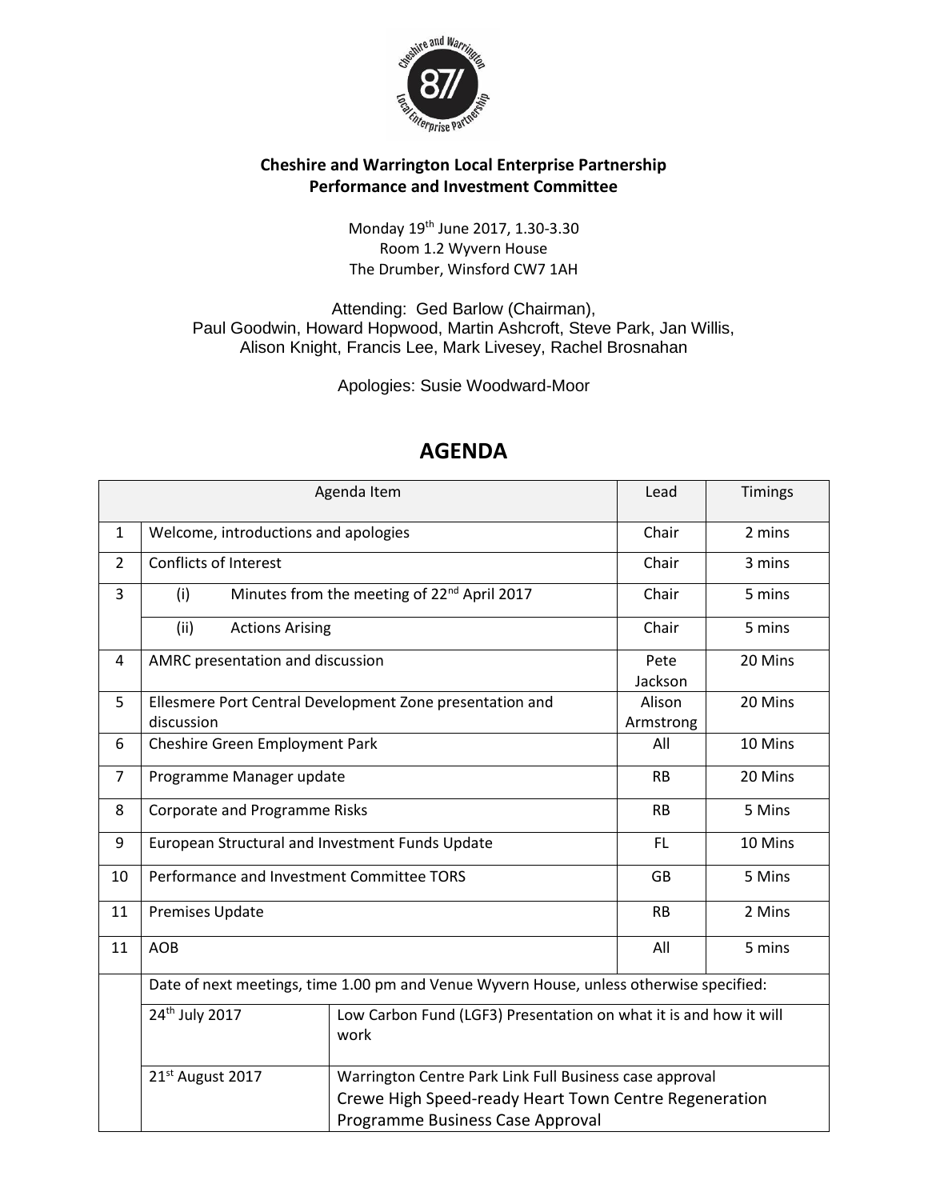**Cheshire and Warrington Local Enterprise Partnership**
**Performance and Investment Committee**

Monday 19th June 2017, 1.30-3.30
Room 1.2 Wyvern House
The Drumber, Winsford CW7 1AH

Attending: Ged Barlow (Chairman), Paul Goodwin, Howard Hopwood, Martin Ashcroft, Steve Park, Jan Willis, Alison Knight, Francis Lee, Mark Livesey, Rachel Brosnahan

Apologies: Susie Woodward-Moor

# AGENDA

| | Agenda Item | | Lead | Timings |
|---|---|---|---|---|
| 1 | Welcome, introductions and apologies | | Chair | 2 mins |
| 2 | Conflicts of Interest | | Chair | 3 mins |
| 3 | (i) Minutes from the meeting of 22nd April 2017 | | Chair | 5 mins |
| | (ii) Actions Arising | | Chair | 5 mins |
| 4 | AMRC presentation and discussion | | Pete Jackson | 20 Mins |
| 5 | Ellesmere Port Central Development Zone presentation and discussion | | Alison Armstrong | 20 Mins |
| 6 | Cheshire Green Employment Park | | All | 10 Mins |
| 7 | Programme Manager update | | RB | 20 Mins |
| 8 | Corporate and Programme Risks | | RB | 5 Mins |
| 9 | European Structural and Investment Funds Update | | FL | 10 Mins |
| 10 | Performance and Investment Committee TORS | | GB | 5 Mins |
| 11 | Premises Update | | RB | 2 Mins |
| 11 | AOB | | All | 5 mins |
| | Date of next meetings, time 1.00 pm and Venue Wyvern House, unless otherwise specified: | | | |
| | 24th July 2017 | Low Carbon Fund (LGF3) Presentation on what it is and how it will work | | |
| | 21st August 2017 | Warrington Centre Park Link Full Business case approval<br>Crewe High Speed-ready Heart Town Centre Regeneration Programme Business Case Approval | | |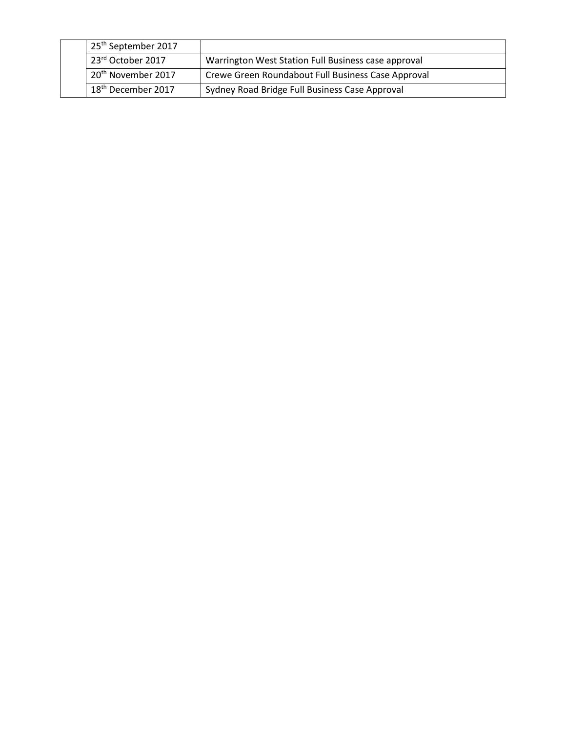| | | |
|---|---|---|
| | 25th September 2017 | |
| | 23rd October 2017 | Warrington West Station Full Business case approval |
| | 20th November 2017 | Crewe Green Roundabout Full Business Case Approval |
| | 18th December 2017 | Sydney Road Bridge Full Business Case Approval |